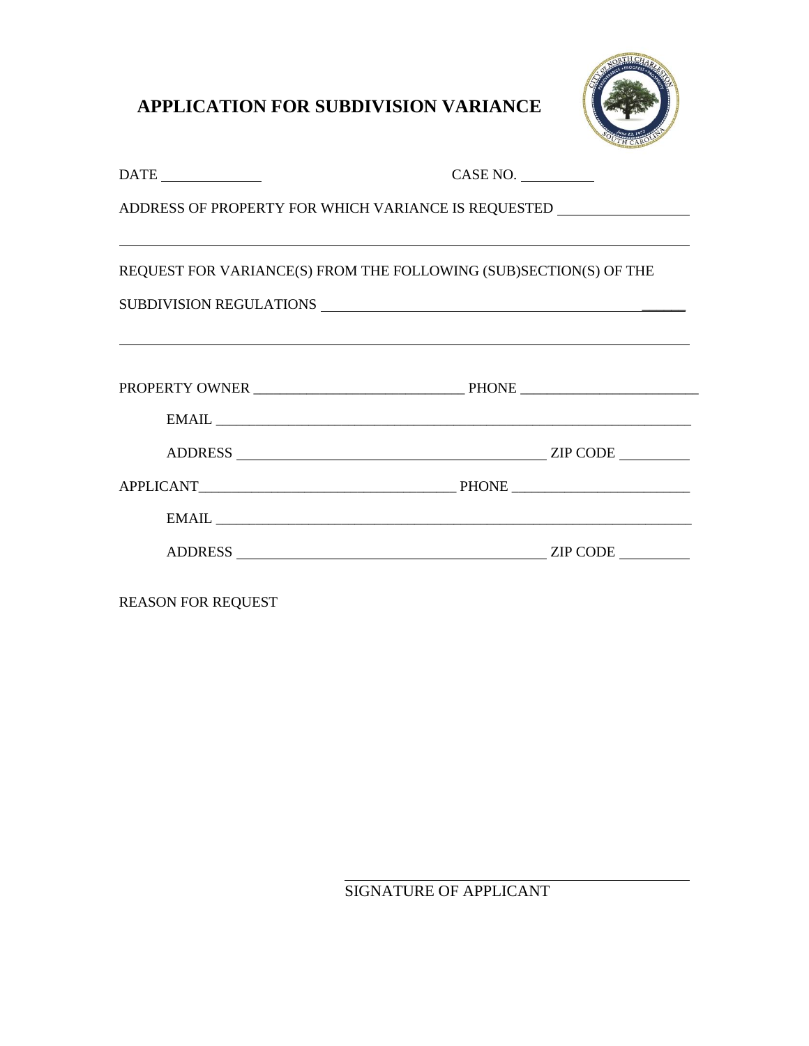# APPLICATION FOR SUBDIVISION VARIANCE

DATE ______________ CASE NO. __________

ADDRESS OF PROPERTY FOR WHICH VARIANCE IS REQUESTED ____________________

______________________________________________________________________________

REQUEST FOR VARIANCE(S) FROM THE FOLLOWING (SUB)SECTION(S) OF THE

SUBDIVISION REGULATIONS ______________________________________________

______________________________________________________________________________

PROPERTY OWNER ______________________________ PHONE _________________________

EMAIL ____________________________________________________________________

ADDRESS ____________________________________________ ZIP CODE __________

APPLICANT____________________________________ PHONE _________________________

EMAIL ____________________________________________________________________

ADDRESS ____________________________________________ ZIP CODE __________

REASON FOR REQUEST

_________________________________________

SIGNATURE OF APPLICANT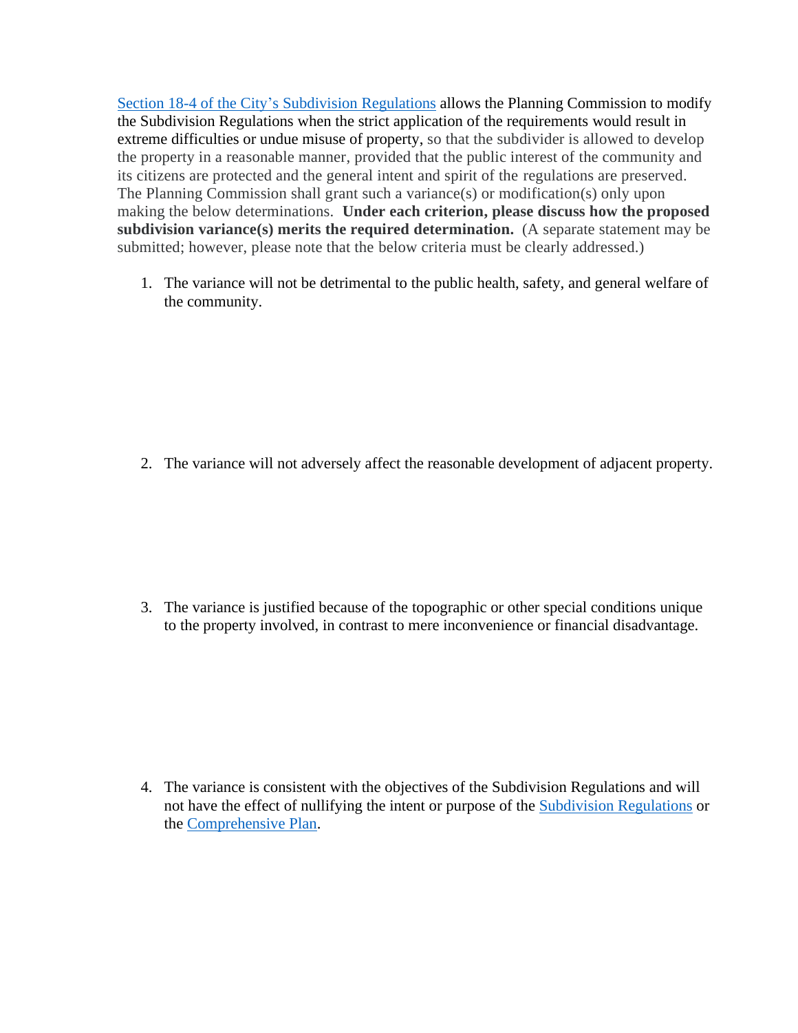Section 18-4 of the City's Subdivision Regulations allows the Planning Commission to modify the Subdivision Regulations when the strict application of the requirements would result in extreme difficulties or undue misuse of property, so that the subdivider is allowed to develop the property in a reasonable manner, provided that the public interest of the community and its citizens are protected and the general intent and spirit of the regulations are preserved. The Planning Commission shall grant such a variance(s) or modification(s) only upon making the below determinations. **Under each criterion, please discuss how the proposed subdivision variance(s) merits the required determination.** (A separate statement may be submitted; however, please note that the below criteria must be clearly addressed.)

1. The variance will not be detrimental to the public health, safety, and general welfare of the community.

2. The variance will not adversely affect the reasonable development of adjacent property.

3. The variance is justified because of the topographic or other special conditions unique to the property involved, in contrast to mere inconvenience or financial disadvantage.

4. The variance is consistent with the objectives of the Subdivision Regulations and will not have the effect of nullifying the intent or purpose of the Subdivision Regulations or the Comprehensive Plan.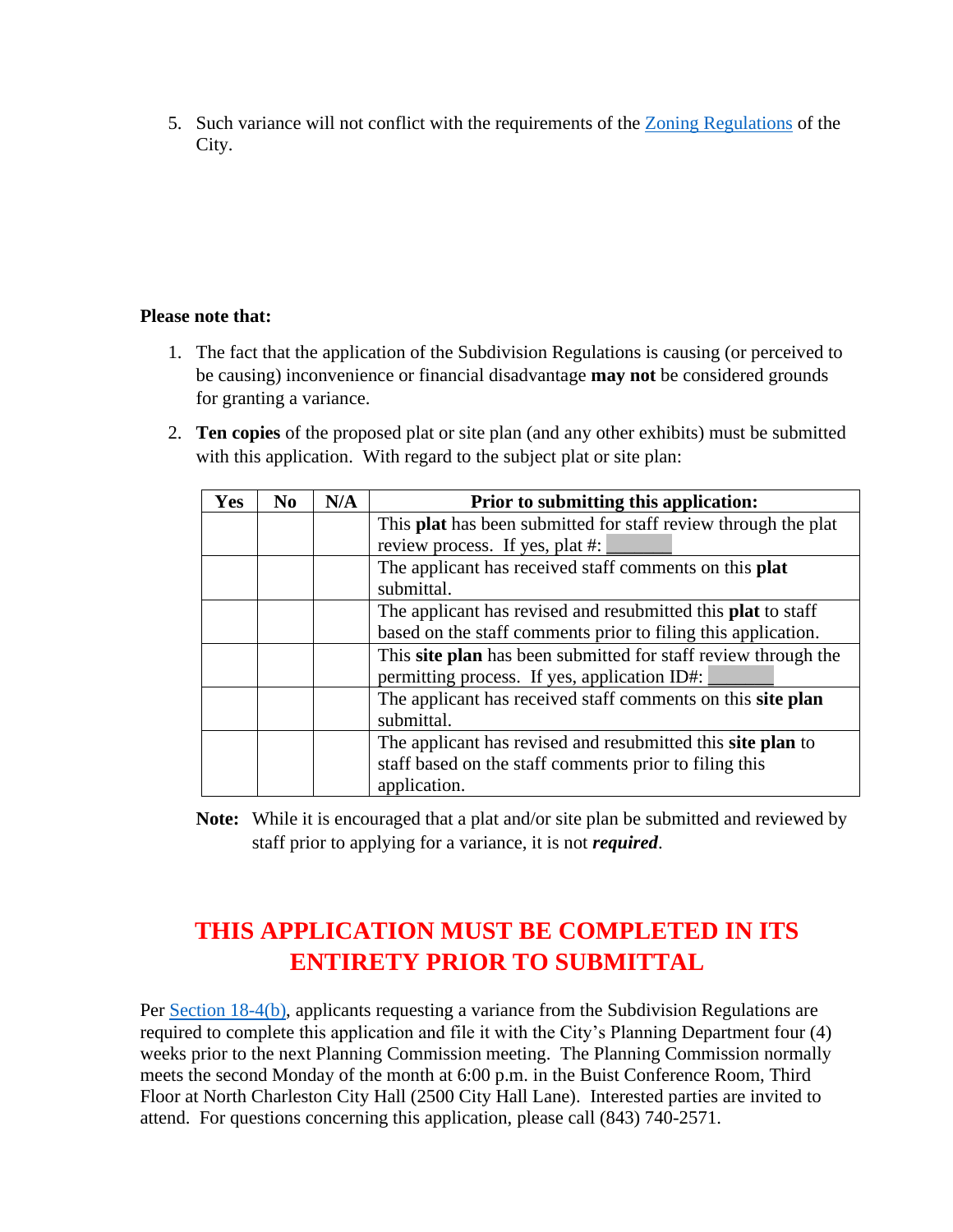5. Such variance will not conflict with the requirements of the Zoning Regulations of the City.

**Please note that:**

1. The fact that the application of the Subdivision Regulations is causing (or perceived to be causing) inconvenience or financial disadvantage **may not** be considered grounds for granting a variance.

2. **Ten copies** of the proposed plat or site plan (and any other exhibits) must be submitted with this application. With regard to the subject plat or site plan:

| Yes | No | N/A | Prior to submitting this application: |
|---|---|---|---|
| | | | This **plat** has been submitted for staff review through the plat review process. If yes, plat #: _______ |
| | | | The applicant has received staff comments on this **plat** submittal. |
| | | | The applicant has revised and resubmitted this **plat** to staff based on the staff comments prior to filing this application. |
| | | | This **site plan** has been submitted for staff review through the permitting process. If yes, application ID#: _______ |
| | | | The applicant has received staff comments on this **site plan** submittal. |
| | | | The applicant has revised and resubmitted this **site plan** to staff based on the staff comments prior to filing this application. |

**Note:** While it is encouraged that a plat and/or site plan be submitted and reviewed by staff prior to applying for a variance, it is not ***required***.

## THIS APPLICATION MUST BE COMPLETED IN ITS ENTIRETY PRIOR TO SUBMITTAL

Per Section 18-4(b), applicants requesting a variance from the Subdivision Regulations are required to complete this application and file it with the City's Planning Department four (4) weeks prior to the next Planning Commission meeting. The Planning Commission normally meets the second Monday of the month at 6:00 p.m. in the Buist Conference Room, Third Floor at North Charleston City Hall (2500 City Hall Lane). Interested parties are invited to attend. For questions concerning this application, please call (843) 740-2571.